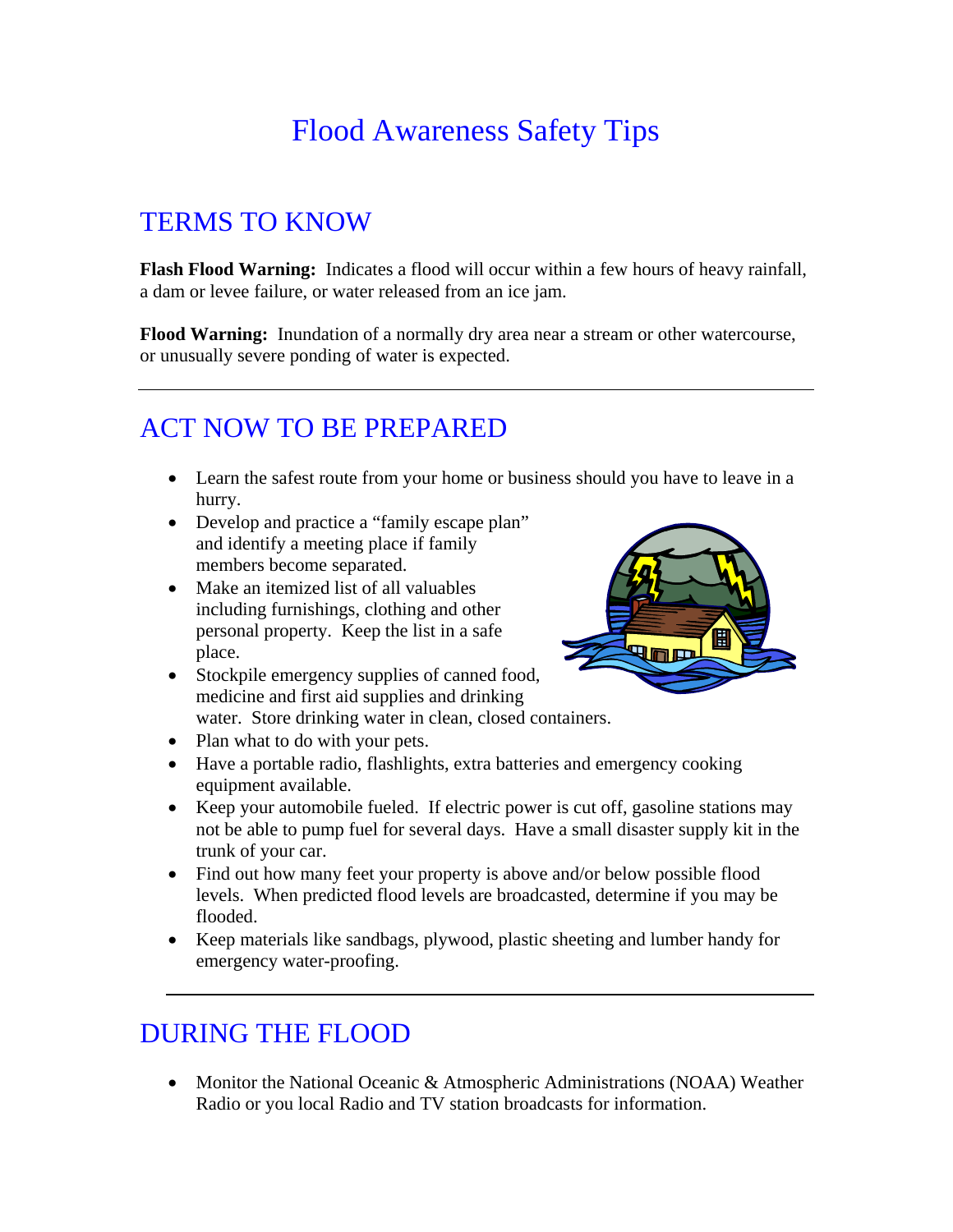# Flood Awareness Safety Tips

## TERMS TO KNOW

**Flash Flood Warning:** Indicates a flood will occur within a few hours of heavy rainfall, a dam or levee failure, or water released from an ice jam.

**Flood Warning:** Inundation of a normally dry area near a stream or other watercourse, or unusually severe ponding of water is expected.

---

## ACT NOW TO BE PREPARED

- Learn the safest route from your home or business should you have to leave in a hurry.
- Develop and practice a "family escape plan" and identify a meeting place if family members become separated.
- Make an itemized list of all valuables including furnishings, clothing and other personal property. Keep the list in a safe place.
- Stockpile emergency supplies of canned food, medicine and first aid supplies and drinking water. Store drinking water in clean, closed containers.
- Plan what to do with your pets.
- Have a portable radio, flashlights, extra batteries and emergency cooking equipment available.
- Keep your automobile fueled. If electric power is cut off, gasoline stations may not be able to pump fuel for several days. Have a small disaster supply kit in the trunk of your car.
- Find out how many feet your property is above and/or below possible flood levels. When predicted flood levels are broadcasted, determine if you may be flooded.
- Keep materials like sandbags, plywood, plastic sheeting and lumber handy for emergency water-proofing.

---

## DURING THE FLOOD

- Monitor the National Oceanic & Atmospheric Administrations (NOAA) Weather Radio or you local Radio and TV station broadcasts for information.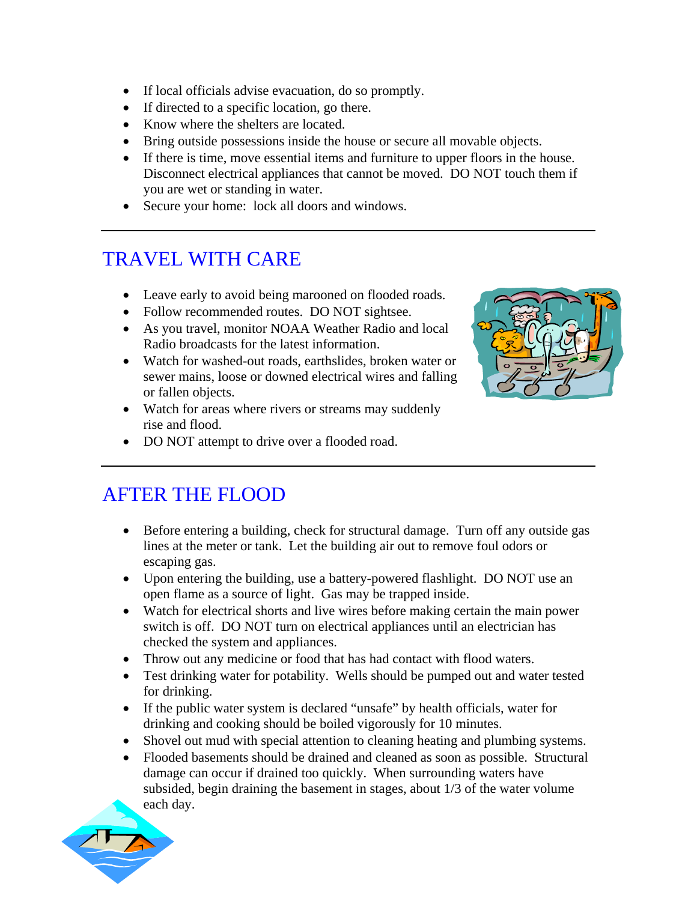- If local officials advise evacuation, do so promptly.
- If directed to a specific location, go there.
- Know where the shelters are located.
- Bring outside possessions inside the house or secure all movable objects.
- If there is time, move essential items and furniture to upper floors in the house. Disconnect electrical appliances that cannot be moved. DO NOT touch them if you are wet or standing in water.
- Secure your home: lock all doors and windows.

---

## TRAVEL WITH CARE

- Leave early to avoid being marooned on flooded roads.
- Follow recommended routes. DO NOT sightsee.
- As you travel, monitor NOAA Weather Radio and local Radio broadcasts for the latest information.
- Watch for washed-out roads, earthslides, broken water or sewer mains, loose or downed electrical wires and falling or fallen objects.
- Watch for areas where rivers or streams may suddenly rise and flood.
- DO NOT attempt to drive over a flooded road.

---

## AFTER THE FLOOD

- Before entering a building, check for structural damage. Turn off any outside gas lines at the meter or tank. Let the building air out to remove foul odors or escaping gas.
- Upon entering the building, use a battery-powered flashlight. DO NOT use an open flame as a source of light. Gas may be trapped inside.
- Watch for electrical shorts and live wires before making certain the main power switch is off. DO NOT turn on electrical appliances until an electrician has checked the system and appliances.
- Throw out any medicine or food that has had contact with flood waters.
- Test drinking water for potability. Wells should be pumped out and water tested for drinking.
- If the public water system is declared "unsafe" by health officials, water for drinking and cooking should be boiled vigorously for 10 minutes.
- Shovel out mud with special attention to cleaning heating and plumbing systems.
- Flooded basements should be drained and cleaned as soon as possible. Structural damage can occur if drained too quickly. When surrounding waters have subsided, begin draining the basement in stages, about 1/3 of the water volume each day.